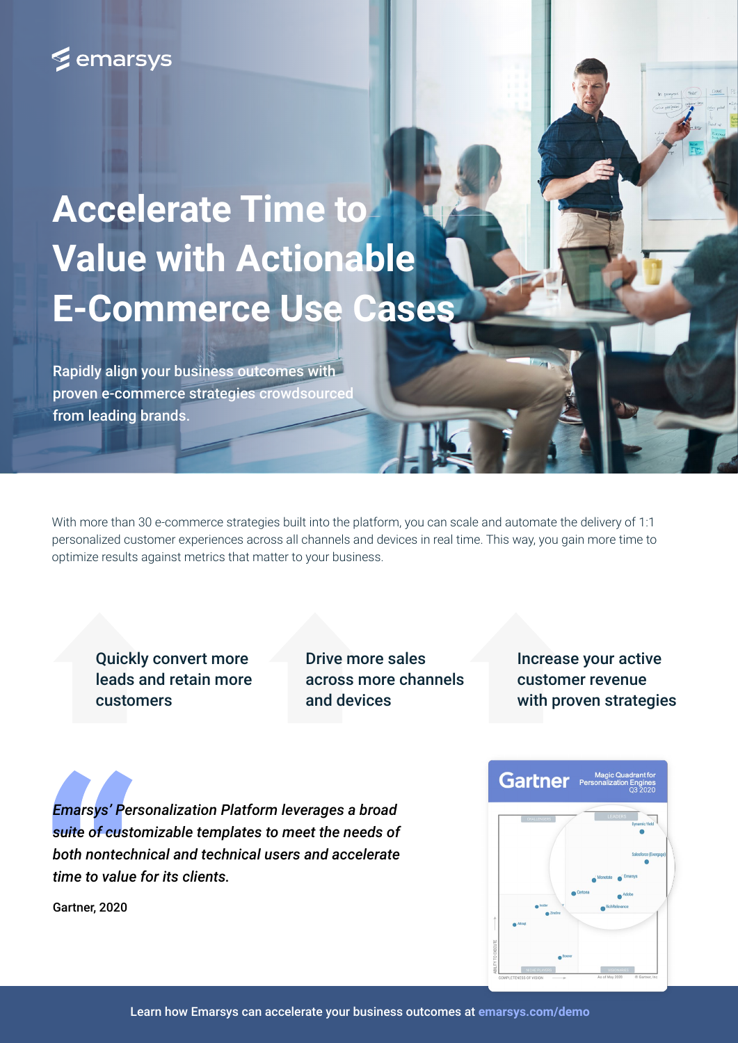emarsys

# Accelerate Time to Value with Actionable E-Commerce Use Cases

Rapidly align your business outcomes with proven e-commerce strategies crowdsourced from leading brands.

With more than 30 e-commerce strategies built into the platform, you can scale and automate the delivery of 1:1 personalized customer experiences across all channels and devices in real time. This way, you gain more time to optimize results against metrics that matter to your business.

Quickly convert more leads and retain more customers

Drive more sales across more channels and devices

Increase your active customer revenue with proven strategies

*Emarsys' Personalization Platform leverages a broad suite of customizable templates to meet the needs of both nontechnical and technical users and accelerate time to value for its clients.*

Gartner, 2020

Gartner Magic Quadrant for Personalization Engines Q3 2020

Learn how Emarsys can accelerate your business outcomes at emarsys.com/demo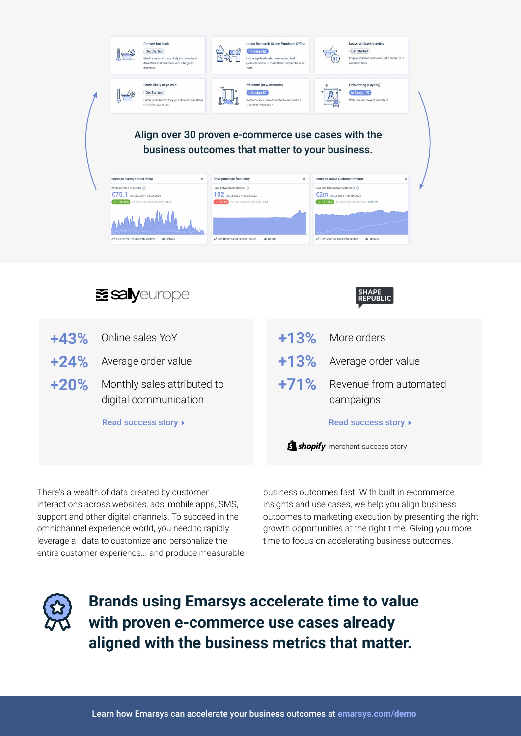Convert hot leads
Get Started
Identify leads who are likely to convert and drive their first purchase with a targeted incentive.

Leads Research Online Purchase Offline
In Design
Encourage leads who have researched products online to make their first purchase in-store.

Leads Winback Inactive
Get Started
Engage inactive leads one last time to try to win them back.

Leads likely to go cold
Get Started
Catch leads before they go cold and drive them to the first purchase.

Welcome (new contacts)
In Design
Welcome your newest contacts and make a great first impression.

Onboarding (Loyalty)
In Design
Welcome new loyalty members

## Align over 30 proven e-commerce use cases with the business outcomes that matter to your business.

Increase average order value
Average value of orders
€75.1 06.03.2020 – 03.06.2020
195.59% vs. same period last year: €25.4
Get Better Results with Tactics | Details

Drive purchase frequency
Days between purchases
102 06.03.2020 – 03.06.2020
3.48% vs. same period last year: 98.5
Get Better Results with Tactics | Details

Increase active customer revenue
Revenue from active customers
€2m 06.03.2020 – 03.06.2020
181.05% vs. same period last year: €704.9k
Get Better Results with Tactics | Details

### sallyeurope

**+43%** Online sales YoY

**+24%** Average order value

**+20%** Monthly sales attributed to digital communication

Read success story ▸

### SHAPE REPUBLIC

**+13%** More orders

**+13%** Average order value

**+71%** Revenue from automated campaigns

Read success story ▸

shopify merchant success story

There's a wealth of data created by customer interactions across websites, ads, mobile apps, SMS, support and other digital channels. To succeed in the omnichannel experience world, you need to rapidly leverage all data to customize and personalize the entire customer experience... and produce measurable business outcomes fast. With built in e-commerce insights and use cases, we help you align business outcomes to marketing execution by presenting the right growth opportunities at the right time. Giving you more time to focus on accelerating business outcomes.

## Brands using Emarsys accelerate time to value with proven e-commerce use cases already aligned with the business metrics that matter.

Learn how Emarsys can accelerate your business outcomes at emarsys.com/demo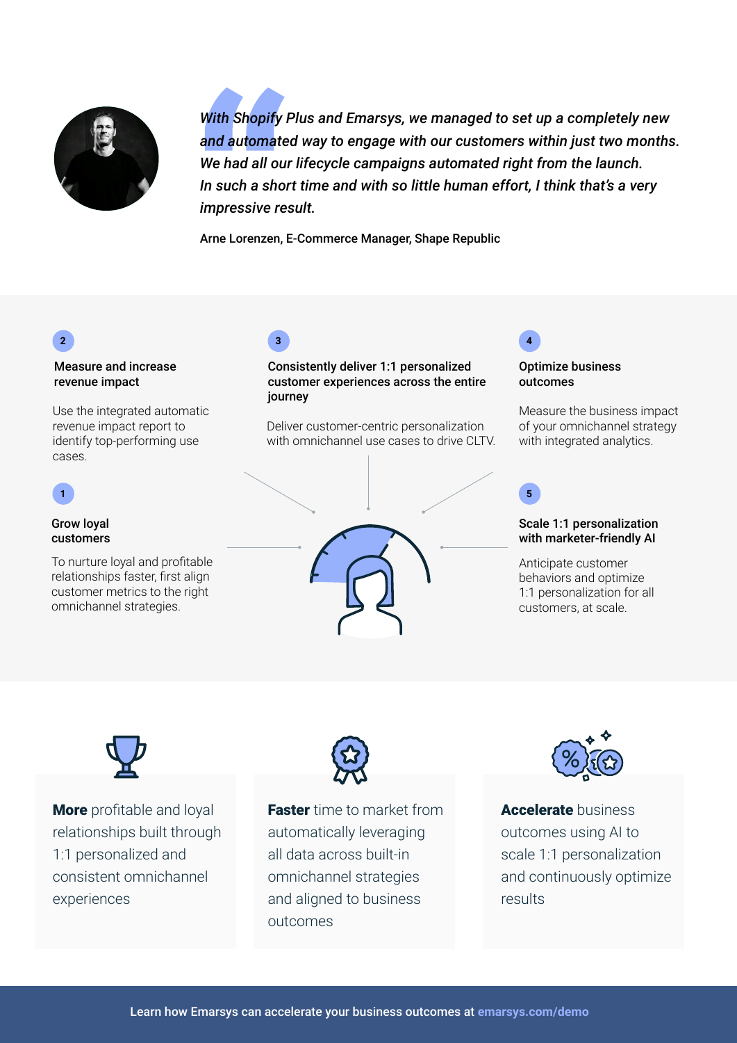*With Shopify Plus and Emarsys, we managed to set up a completely new and automated way to engage with our customers within just two months. We had all our lifecycle campaigns automated right from the launch. In such a short time and with so little human effort, I think that's a very impressive result.*

Arne Lorenzen, E-Commerce Manager, Shape Republic

**1 Grow loyal customers**

To nurture loyal and profitable relationships faster, first align customer metrics to the right omnichannel strategies.

**2 Measure and increase revenue impact**

Use the integrated automatic revenue impact report to identify top-performing use cases.

**3 Consistently deliver 1:1 personalized customer experiences across the entire journey**

Deliver customer-centric personalization with omnichannel use cases to drive CLTV.

**4 Optimize business outcomes**

Measure the business impact of your omnichannel strategy with integrated analytics.

**5 Scale 1:1 personalization with marketer-friendly AI**

Anticipate customer behaviors and optimize 1:1 personalization for all customers, at scale.

**More** profitable and loyal relationships built through 1:1 personalized and consistent omnichannel experiences

**Faster** time to market from automatically leveraging all data across built-in omnichannel strategies and aligned to business outcomes

**Accelerate** business outcomes using AI to scale 1:1 personalization and continuously optimize results

Learn how Emarsys can accelerate your business outcomes at emarsys.com/demo